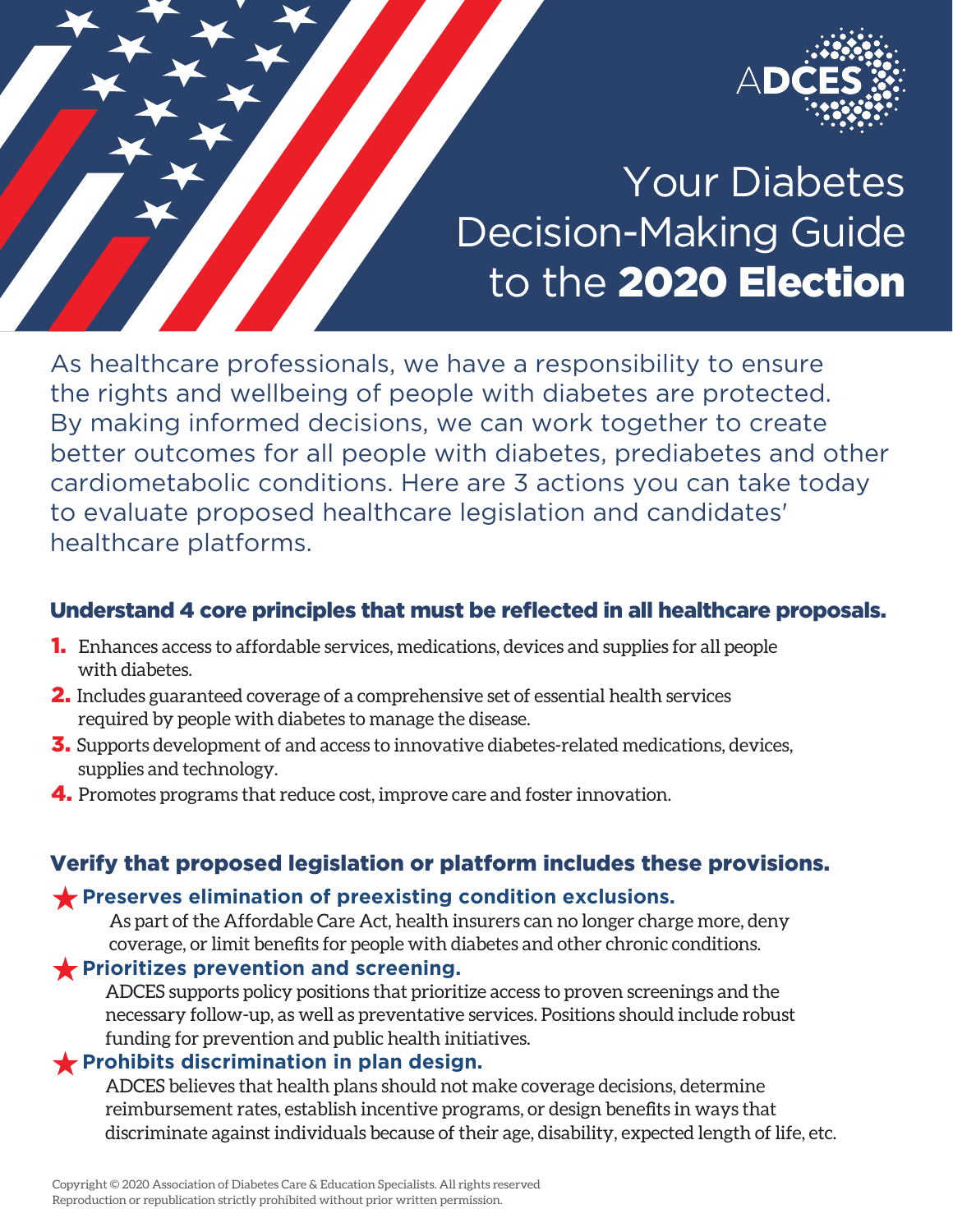ADCES

# Your Diabetes Decision-Making Guide to the **2020 Election**

As healthcare professionals, we have a responsibility to ensure the rights and wellbeing of people with diabetes are protected. By making informed decisions, we can work together to create better outcomes for all people with diabetes, prediabetes and other cardiometabolic conditions. Here are 3 actions you can take today to evaluate proposed healthcare legislation and candidates' healthcare platforms.

## Understand 4 core principles that must be reflected in all healthcare proposals.

1. Enhances access to affordable services, medications, devices and supplies for all people with diabetes.
2. Includes guaranteed coverage of a comprehensive set of essential health services required by people with diabetes to manage the disease.
3. Supports development of and access to innovative diabetes-related medications, devices, supplies and technology.
4. Promotes programs that reduce cost, improve care and foster innovation.

## Verify that proposed legislation or platform includes these provisions.

★ **Preserves elimination of preexisting condition exclusions.**

As part of the Affordable Care Act, health insurers can no longer charge more, deny coverage, or limit benefits for people with diabetes and other chronic conditions.

★ **Prioritizes prevention and screening.**

ADCES supports policy positions that prioritize access to proven screenings and the necessary follow-up, as well as preventative services. Positions should include robust funding for prevention and public health initiatives.

★ **Prohibits discrimination in plan design.**

ADCES believes that health plans should not make coverage decisions, determine reimbursement rates, establish incentive programs, or design benefits in ways that discriminate against individuals because of their age, disability, expected length of life, etc.

Copyright © 2020 Association of Diabetes Care & Education Specialists. All rights reserved
Reproduction or republication strictly prohibited without prior written permission.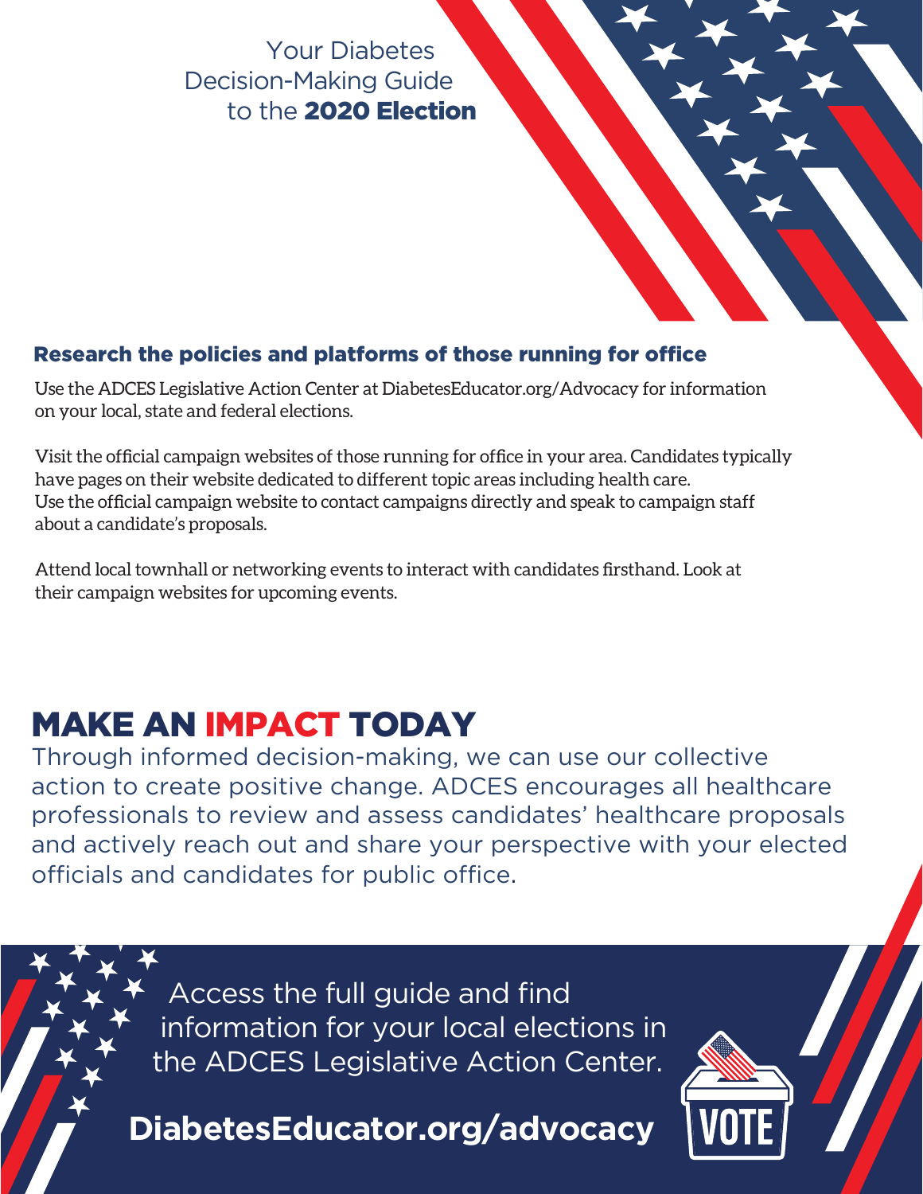Your Diabetes Decision-Making Guide to the **2020 Election**

### Research the policies and platforms of those running for office

Use the ADCES Legislative Action Center at DiabetesEducator.org/Advocacy for information on your local, state and federal elections.

Visit the official campaign websites of those running for office in your area. Candidates typically have pages on their website dedicated to different topic areas including health care. Use the official campaign website to contact campaigns directly and speak to campaign staff about a candidate's proposals.

Attend local townhall or networking events to interact with candidates firsthand. Look at their campaign websites for upcoming events.

## MAKE AN IMPACT TODAY

Through informed decision-making, we can use our collective action to create positive change. ADCES encourages all healthcare professionals to review and assess candidates' healthcare proposals and actively reach out and share your perspective with your elected officials and candidates for public office.

Access the full guide and find information for your local elections in the ADCES Legislative Action Center.

**DiabetesEducator.org/advocacy**

VOTE